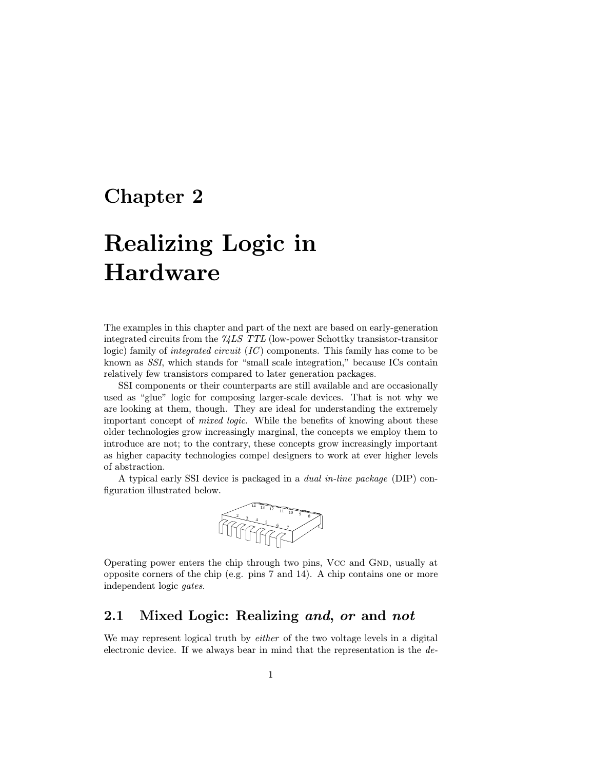# Chapter 2

# Realizing Logic in Hardware

The examples in this chapter and part of the next are based on early-generation integrated circuits from the *74LS TTL* (low-power Schottky transistor-transitor logic) family of *integrated circuit* (*IC*) components. This family has come to be known as *SSI*, which stands for "small scale integration," because ICs contain relatively few transistors compared to later generation packages.

SSI components or their counterparts are still available and are occasionally used as "glue" logic for composing larger-scale devices. That is not why we are looking at them, though. They are ideal for understanding the extremely important concept of *mixed logic*. While the benefits of knowing about these older technologies grow increasingly marginal, the concepts we employ them to introduce are not; to the contrary, these concepts grow increasingly important as higher capacity technologies compel designers to work at ever higher levels of abstraction.

A typical early SSI device is packaged in a *dual in-line package* (DIP) configuration illustrated below.

Operating power enters the chip through two pins, Vcc and Gnd, usually at opposite corners of the chip (e.g. pins 7 and 14). A chip contains one or more independent logic *gates*.

## 2.1 Mixed Logic: Realizing *and*, *or* and *not*

We may represent logical truth by *either* of the two voltage levels in a digital electronic device. If we always bear in mind that the representation is the *de-*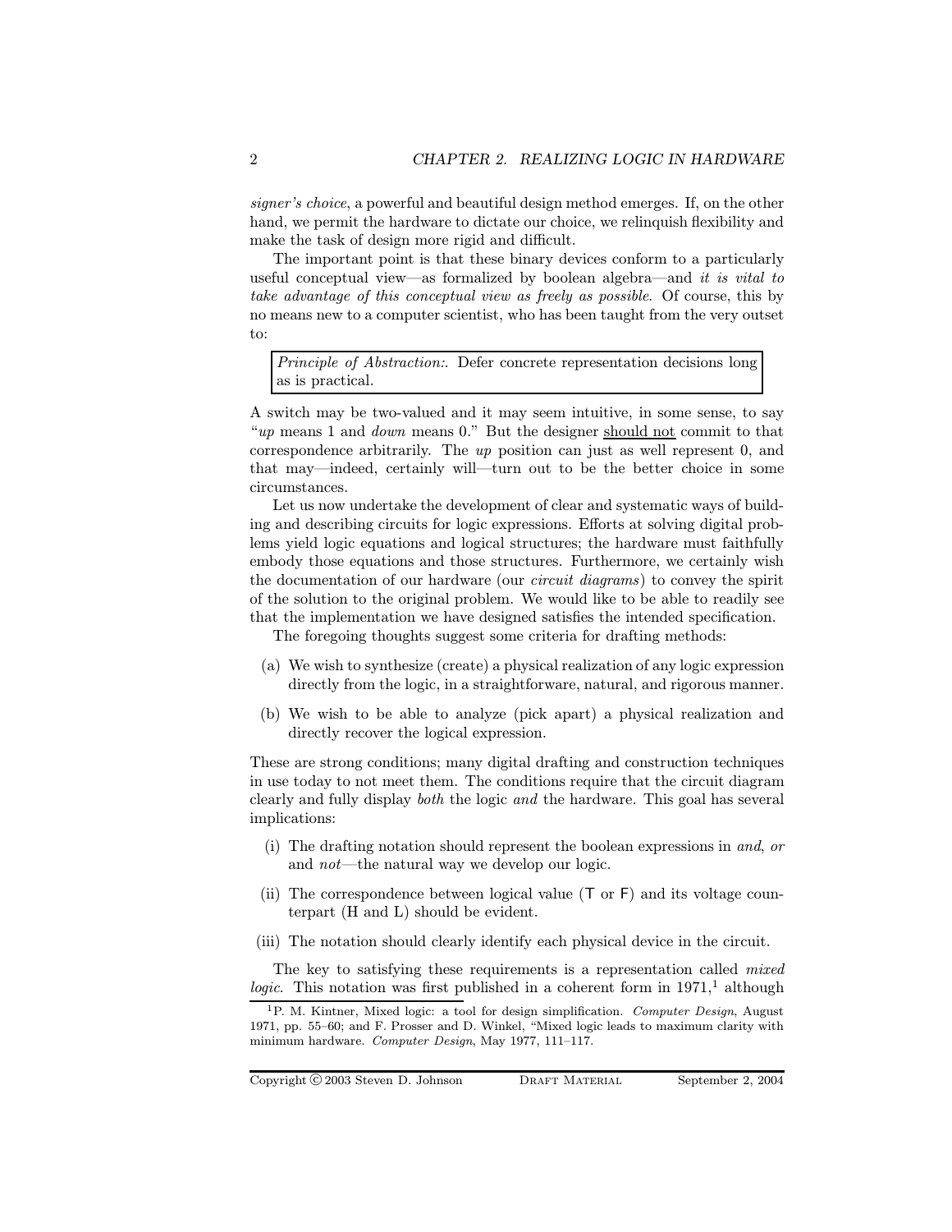*signer's choice*, a powerful and beautiful design method emerges. If, on the other hand, we permit the hardware to dictate our choice, we relinquish flexibility and make the task of design more rigid and difficult.

The important point is that these binary devices conform to a particularly useful conceptual view—as formalized by boolean algebra—and *it is vital to take advantage of this conceptual view as freely as possible*. Of course, this by no means new to a computer scientist, who has been taught from the very outset to:

> *Principle of Abstraction:*. Defer concrete representation decisions long as is practical.

A switch may be two-valued and it may seem intuitive, in some sense, to say "*up* means 1 and *down* means 0." But the designer <u>should not</u> commit to that correspondence arbitrarily. The *up* position can just as well represent 0, and that may—indeed, certainly will—turn out to be the better choice in some circumstances.

Let us now undertake the development of clear and systematic ways of building and describing circuits for logic expressions. Efforts at solving digital problems yield logic equations and logical structures; the hardware must faithfully embody those equations and those structures. Furthermore, we certainly wish the documentation of our hardware (our *circuit diagrams*) to convey the spirit of the solution to the original problem. We would like to be able to readily see that the implementation we have designed satisfies the intended specification.

The foregoing thoughts suggest some criteria for drafting methods:

(a) We wish to synthesize (create) a physical realization of any logic expression directly from the logic, in a straightforware, natural, and rigorous manner.

(b) We wish to be able to analyze (pick apart) a physical realization and directly recover the logical expression.

These are strong conditions; many digital drafting and construction techniques in use today to not meet them. The conditions require that the circuit diagram clearly and fully display *both* the logic *and* the hardware. This goal has several implications:

(i) The drafting notation should represent the boolean expressions in *and*, *or* and *not*—the natural way we develop our logic.

(ii) The correspondence between logical value (T or F) and its voltage counterpart (H and L) should be evident.

(iii) The notation should clearly identify each physical device in the circuit.

The key to satisfying these requirements is a representation called *mixed logic*. This notation was first published in a coherent form in 1971,[1] although

[1] P. M. Kintner, Mixed logic: a tool for design simplification. *Computer Design*, August 1971, pp. 55–60; and F. Prosser and D. Winkel, "Mixed logic leads to maximum clarity with minimum hardware. *Computer Design*, May 1977, 111–117.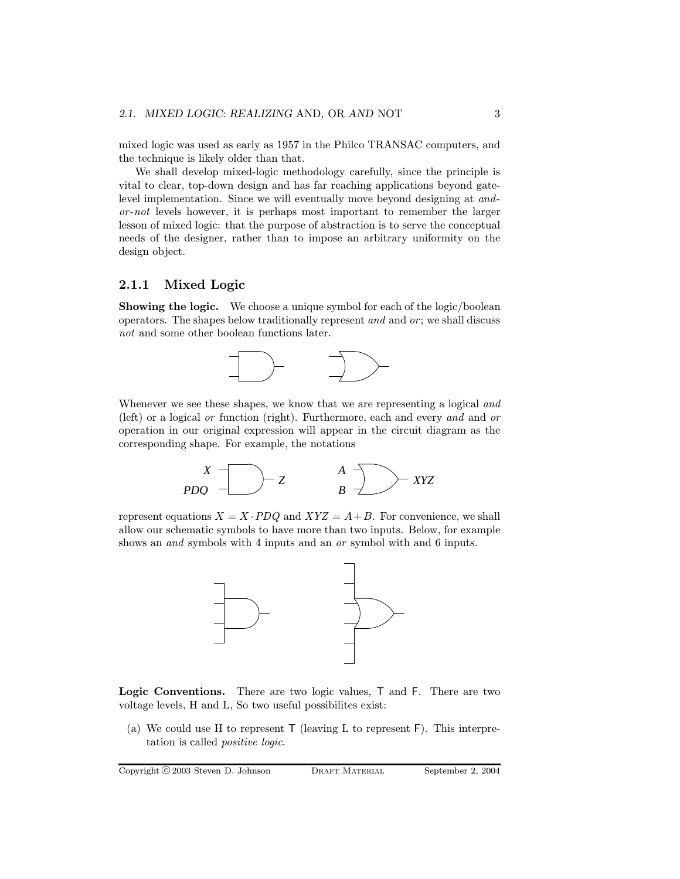mixed logic was used as early as 1957 in the Philco TRANSAC computers, and the technique is likely older than that.

We shall develop mixed-logic methodology carefully, since the principle is vital to clear, top-down design and has far reaching applications beyond gate-level implementation. Since we will eventually move beyond designing at *and-or-not* levels however, it is perhaps most important to remember the larger lesson of mixed logic: that the purpose of abstraction is to serve the conceptual needs of the designer, rather than to impose an arbitrary uniformity on the design object.

### 2.1.1 Mixed Logic

**Showing the logic.** We choose a unique symbol for each of the logic/boolean operators. The shapes below traditionally represent *and* and *or*; we shall discuss *not* and some other boolean functions later.

Whenever we see these shapes, we know that we are representing a logical *and* (left) or a logical *or* function (right). Furthermore, each and every *and* and *or* operation in our original expression will appear in the circuit diagram as the corresponding shape. For example, the notations

represent equations $X = X \cdot PDQ$ and $XYZ = A + B$. For convenience, we shall allow our schematic symbols to have more than two inputs. Below, for example shows an *and* symbols with 4 inputs and an *or* symbol with and 6 inputs.

**Logic Conventions.** There are two logic values, T and F. There are two voltage levels, H and L, So two useful possibilites exist:

(a) We could use H to represent T (leaving L to represent F). This interpretation is called *positive logic*.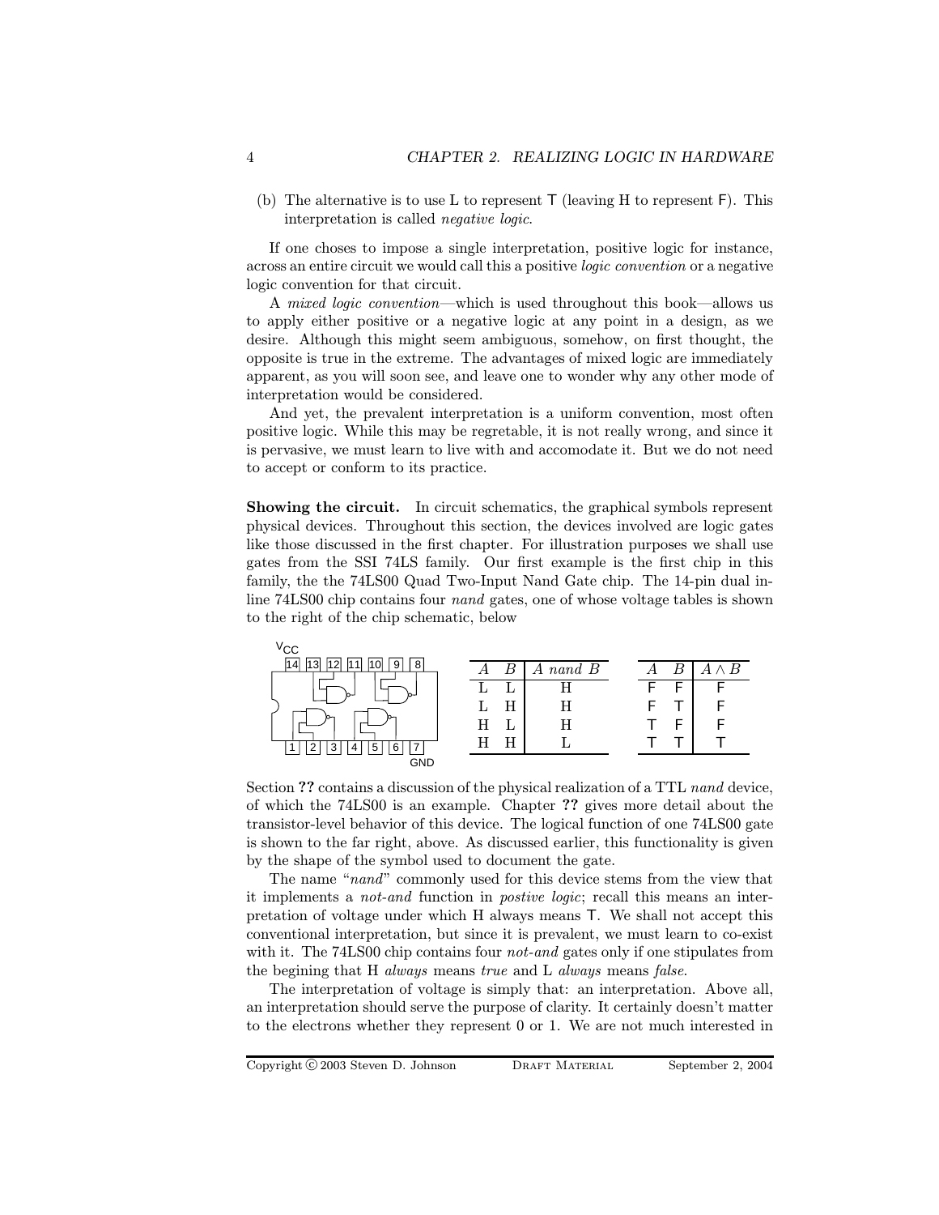(b) The alternative is to use L to represent T (leaving H to represent F). This interpretation is called *negative logic*.

If one choses to impose a single interpretation, positive logic for instance, across an entire circuit we would call this a positive *logic convention* or a negative logic convention for that circuit.

A *mixed logic convention*—which is used throughout this book—allows us to apply either positive or a negative logic at any point in a design, as we desire. Although this might seem ambiguous, somehow, on first thought, the opposite is true in the extreme. The advantages of mixed logic are immediately apparent, as you will soon see, and leave one to wonder why any other mode of interpretation would be considered.

And yet, the prevalent interpretation is a uniform convention, most often positive logic. While this may be regretable, it is not really wrong, and since it is pervasive, we must learn to live with and accomodate it. But we do not need to accept or conform to its practice.

**Showing the circuit.** In circuit schematics, the graphical symbols represent physical devices. Throughout this section, the devices involved are logic gates like those discussed in the first chapter. For illustration purposes we shall use gates from the SSI 74LS family. Our first example is the first chip in this family, the the 74LS00 Quad Two-Input Nand Gate chip. The 14-pin dual in-line 74LS00 chip contains four *nand* gates, one of whose voltage tables is shown to the right of the chip schematic, below

| $A$ | $B$ | $A$ *nand* $B$ |
|---|---|---|
| L | L | H |
| L | H | H |
| H | L | H |
| H | H | L |

| $A$ | $B$ | $A \wedge B$ |
|---|---|---|
| F | F | F |
| F | T | F |
| T | F | F |
| T | T | T |

Section **??** contains a discussion of the physical realization of a TTL *nand* device, of which the 74LS00 is an example. Chapter **??** gives more detail about the transistor-level behavior of this device. The logical function of one 74LS00 gate is shown to the far right, above. As discussed earlier, this functionality is given by the shape of the symbol used to document the gate.

The name "*nand*" commonly used for this device stems from the view that it implements a *not-and* function in *postive logic*; recall this means an interpretation of voltage under which H always means T. We shall not accept this conventional interpretation, but since it is prevalent, we must learn to co-exist with it. The 74LS00 chip contains four *not-and* gates only if one stipulates from the begining that H *always* means *true* and L *always* means *false*.

The interpretation of voltage is simply that: an interpretation. Above all, an interpretation should serve the purpose of clarity. It certainly doesn't matter to the electrons whether they represent 0 or 1. We are not much interested in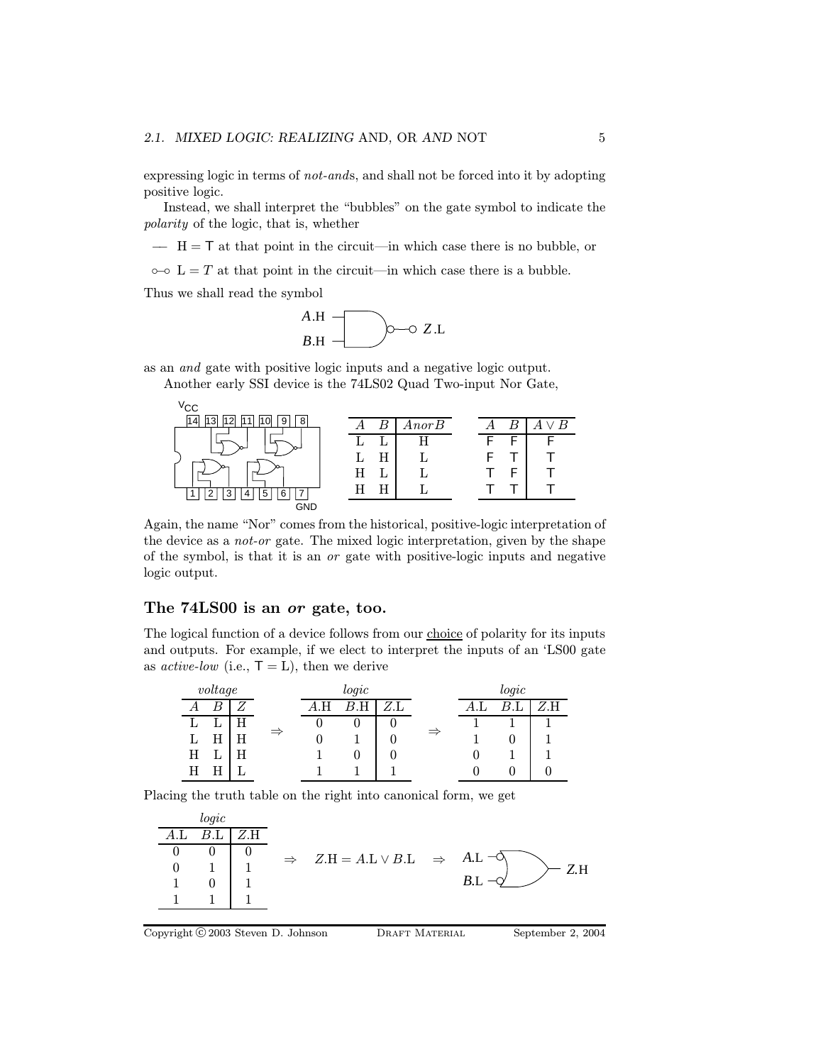expressing logic in terms of *not-and*s, and shall not be forced into it by adopting positive logic.

Instead, we shall interpret the "bubbles" on the gate symbol to indicate the *polarity* of the logic, that is, whether

— H = T at that point in the circuit—in which case there is no bubble, or

⚬–⚬ L = *T* at that point in the circuit—in which case there is a bubble.

Thus we shall read the symbol

*A*.H, *B*.H → *Z*.L

as an *and* gate with positive logic inputs and a negative logic output.

Another early SSI device is the 74LS02 Quad Two-input Nor Gate,

| $A$ | $B$ | $A\,nor\,B$ |
|---|---|---|
| L | L | H |
| L | H | L |
| H | L | L |
| H | H | L |

| $A$ | $B$ | $A \vee B$ |
|---|---|---|
| F | F | F |
| F | T | T |
| T | F | T |
| T | T | T |

Again, the name "Nor" comes from the historical, positive-logic interpretation of the device as a *not-or* gate. The mixed logic interpretation, given by the shape of the symbol, is that it is an *or* gate with positive-logic inputs and negative logic output.

### The 74LS00 is an *or* gate, too.

The logical function of a device follows from our choice of polarity for its inputs and outputs. For example, if we elect to interpret the inputs of an 'LS00 gate as *active-low* (i.e., T = L), then we derive

*voltage*

| $A$ | $B$ | $Z$ |
|---|---|---|
| L | L | H |
| L | H | H |
| H | L | H |
| H | H | L |

⇒ *logic*

| $A$.H | $B$.H | $Z$.L |
|---|---|---|
| 0 | 0 | 0 |
| 0 | 1 | 0 |
| 1 | 0 | 0 |
| 1 | 1 | 1 |

⇒ *logic*

| $A$.L | $B$.L | $Z$.H |
|---|---|---|
| 1 | 1 | 1 |
| 1 | 0 | 1 |
| 0 | 1 | 1 |
| 0 | 0 | 0 |

Placing the truth table on the right into canonical form, we get

*logic*

| $A$.L | $B$.L | $Z$.H |
|---|---|---|
| 0 | 0 | 0 |
| 0 | 1 | 1 |
| 1 | 0 | 1 |
| 1 | 1 | 1 |

$$\Rightarrow \quad Z.\mathrm{H} = A.\mathrm{L} \vee B.\mathrm{L} \quad \Rightarrow$$

*A*.L, *B*.L → *Z*.H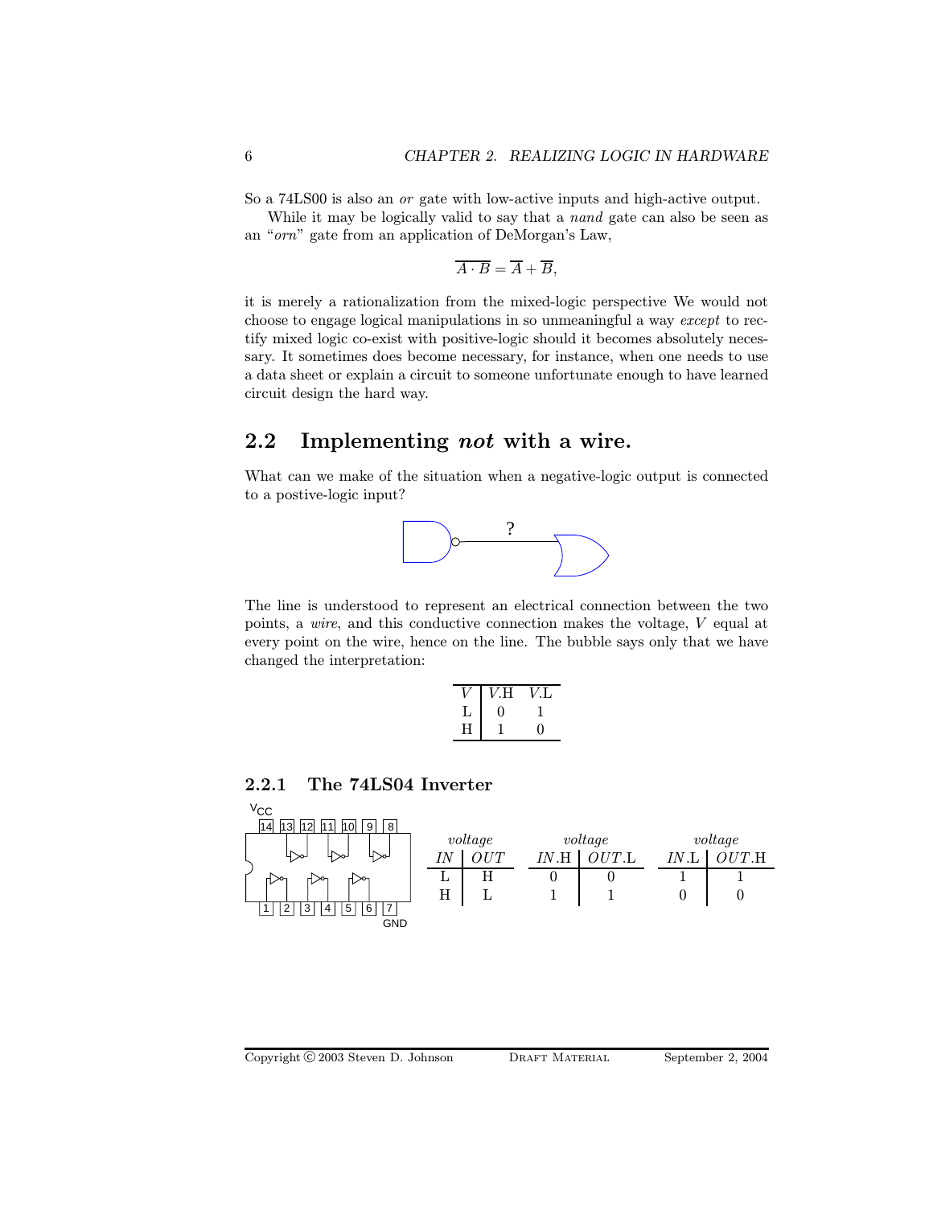So a 74LS00 is also an *or* gate with low-active inputs and high-active output.

While it may be logically valid to say that a *nand* gate can also be seen as an "*orn*" gate from an application of DeMorgan's Law,

$$\overline{A \cdot B} = \overline{A} + \overline{B},$$

it is merely a rationalization from the mixed-logic perspective We would not choose to engage logical manipulations in so unmeaningful a way *except* to rectify mixed logic co-exist with positive-logic should it becomes absolutely necessary. It sometimes does become necessary, for instance, when one needs to use a data sheet or explain a circuit to someone unfortunate enough to have learned circuit design the hard way.

## 2.2 Implementing *not* with a wire.

What can we make of the situation when a negative-logic output is connected to a postive-logic input?

The line is understood to represent an electrical connection between the two points, a *wire*, and this conductive connection makes the voltage, $V$ equal at every point on the wire, hence on the line. The bubble says only that we have changed the interpretation:

| $V$ | $V$.H | $V$.L |
|---|---|---|
| L | 0 | 1 |
| H | 1 | 0 |

### 2.2.1 The 74LS04 Inverter

| *voltage* | |
|---|---|
| *IN* | *OUT* |
| L | H |
| H | L |

| *voltage* | |
|---|---|
| *IN*.H | *OUT*.L |
| 0 | 0 |
| 1 | 1 |

| *voltage* | |
|---|---|
| *IN*.L | *OUT*.H |
| 1 | 1 |
| 0 | 0 |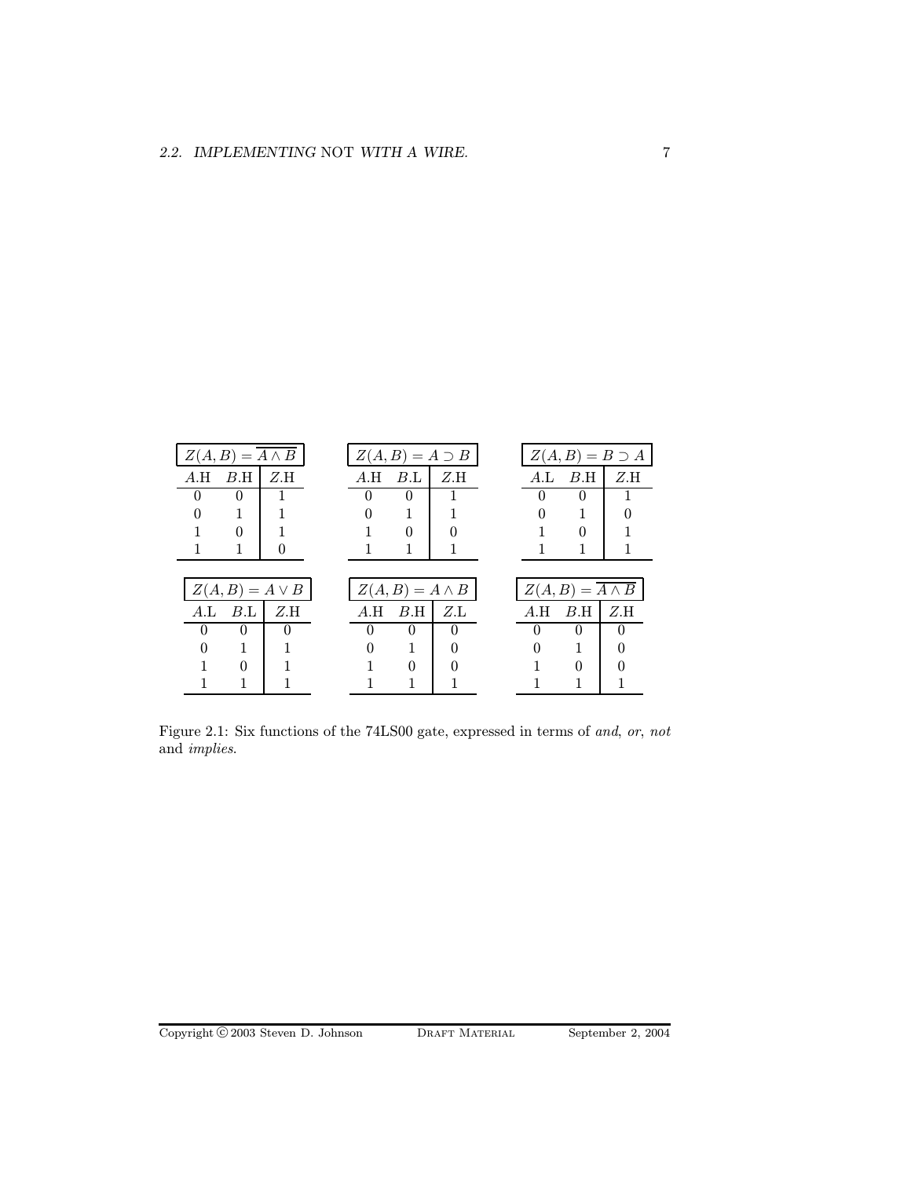| $Z(A,B) = \overline{A \wedge B}$ | | |
| --- | --- | --- |
| $A$.H | $B$.H | $Z$.H |
| 0 | 0 | 1 |
| 0 | 1 | 1 |
| 1 | 0 | 1 |
| 1 | 1 | 0 |

| $Z(A,B) = A \supset B$ | | |
| --- | --- | --- |
| $A$.H | $B$.L | $Z$.H |
| 0 | 0 | 1 |
| 0 | 1 | 1 |
| 1 | 0 | 0 |
| 1 | 1 | 1 |

| $Z(A,B) = B \supset A$ | | |
| --- | --- | --- |
| $A$.L | $B$.H | $Z$.H |
| 0 | 0 | 1 |
| 0 | 1 | 0 |
| 1 | 0 | 1 |
| 1 | 1 | 1 |

| $Z(A,B) = A \vee B$ | | |
| --- | --- | --- |
| $A$.L | $B$.L | $Z$.H |
| 0 | 0 | 0 |
| 0 | 1 | 1 |
| 1 | 0 | 1 |
| 1 | 1 | 1 |

| $Z(A,B) = A \wedge B$ | | |
| --- | --- | --- |
| $A$.H | $B$.H | $Z$.L |
| 0 | 0 | 0 |
| 0 | 1 | 0 |
| 1 | 0 | 0 |
| 1 | 1 | 1 |

| $Z(A,B) = \overline{\overline{A \wedge B}}$ | | |
| --- | --- | --- |
| $A$.H | $B$.H | $Z$.H |
| 0 | 0 | 0 |
| 0 | 1 | 0 |
| 1 | 0 | 0 |
| 1 | 1 | 1 |

Figure 2.1: Six functions of the 74LS00 gate, expressed in terms of *and*, *or*, *not* and *implies*.